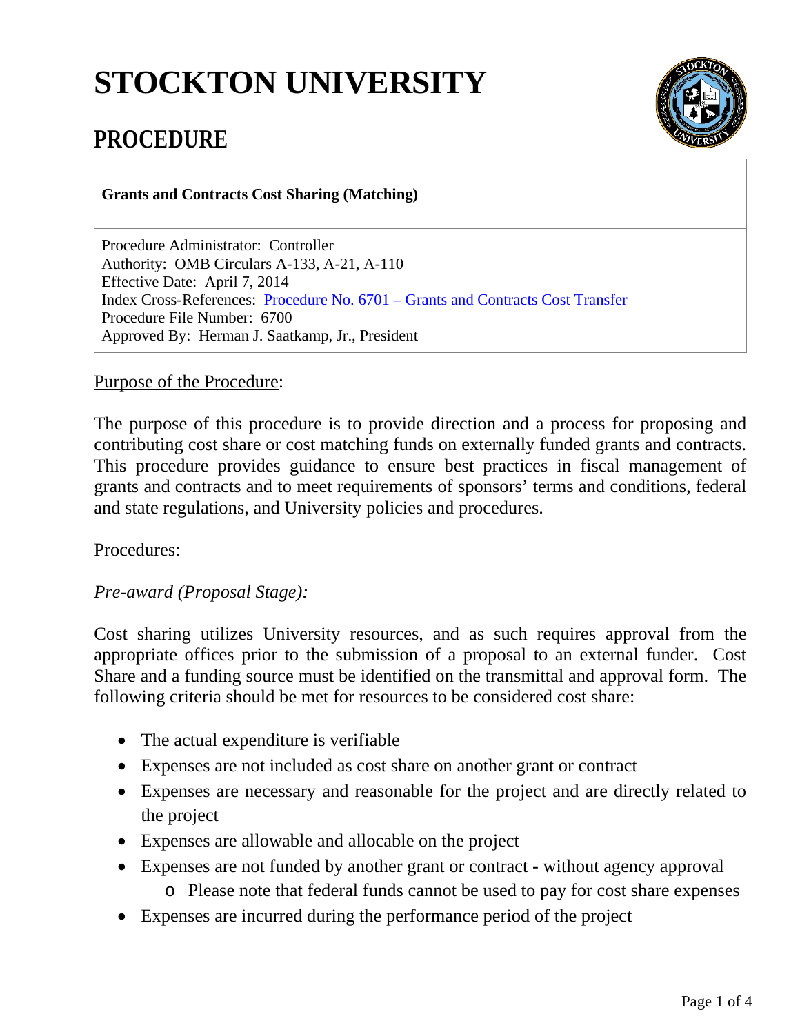# STOCKTON UNIVERSITY

## PROCEDURE

**Grants and Contracts Cost Sharing (Matching)**

Procedure Administrator: Controller
Authority: OMB Circulars A-133, A-21, A-110
Effective Date: April 7, 2014
Index Cross-References: [Procedure No. 6701 – Grants and Contracts Cost Transfer]
Procedure File Number: 6700
Approved By: Herman J. Saatkamp, Jr., President

Purpose of the Procedure:

The purpose of this procedure is to provide direction and a process for proposing and contributing cost share or cost matching funds on externally funded grants and contracts. This procedure provides guidance to ensure best practices in fiscal management of grants and contracts and to meet requirements of sponsors' terms and conditions, federal and state regulations, and University policies and procedures.

Procedures:

*Pre-award (Proposal Stage):*

Cost sharing utilizes University resources, and as such requires approval from the appropriate offices prior to the submission of a proposal to an external funder. Cost Share and a funding source must be identified on the transmittal and approval form. The following criteria should be met for resources to be considered cost share:

- The actual expenditure is verifiable
- Expenses are not included as cost share on another grant or contract
- Expenses are necessary and reasonable for the project and are directly related to the project
- Expenses are allowable and allocable on the project
- Expenses are not funded by another grant or contract - without agency approval
  - Please note that federal funds cannot be used to pay for cost share expenses
- Expenses are incurred during the performance period of the project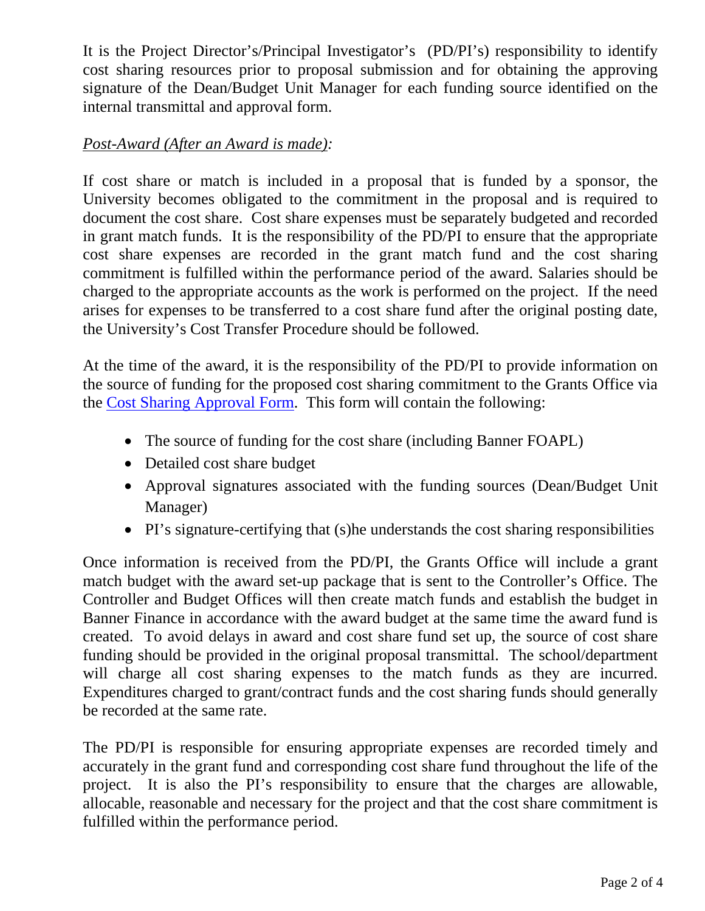It is the Project Director's/Principal Investigator's (PD/PI's) responsibility to identify cost sharing resources prior to proposal submission and for obtaining the approving signature of the Dean/Budget Unit Manager for each funding source identified on the internal transmittal and approval form.

*Post-Award (After an Award is made):*

If cost share or match is included in a proposal that is funded by a sponsor, the University becomes obligated to the commitment in the proposal and is required to document the cost share. Cost share expenses must be separately budgeted and recorded in grant match funds. It is the responsibility of the PD/PI to ensure that the appropriate cost share expenses are recorded in the grant match fund and the cost sharing commitment is fulfilled within the performance period of the award. Salaries should be charged to the appropriate accounts as the work is performed on the project. If the need arises for expenses to be transferred to a cost share fund after the original posting date, the University's Cost Transfer Procedure should be followed.

At the time of the award, it is the responsibility of the PD/PI to provide information on the source of funding for the proposed cost sharing commitment to the Grants Office via the Cost Sharing Approval Form. This form will contain the following:

- The source of funding for the cost share (including Banner FOAPL)
- Detailed cost share budget
- Approval signatures associated with the funding sources (Dean/Budget Unit Manager)
- PI's signature-certifying that (s)he understands the cost sharing responsibilities

Once information is received from the PD/PI, the Grants Office will include a grant match budget with the award set-up package that is sent to the Controller's Office. The Controller and Budget Offices will then create match funds and establish the budget in Banner Finance in accordance with the award budget at the same time the award fund is created. To avoid delays in award and cost share fund set up, the source of cost share funding should be provided in the original proposal transmittal. The school/department will charge all cost sharing expenses to the match funds as they are incurred. Expenditures charged to grant/contract funds and the cost sharing funds should generally be recorded at the same rate.

The PD/PI is responsible for ensuring appropriate expenses are recorded timely and accurately in the grant fund and corresponding cost share fund throughout the life of the project. It is also the PI's responsibility to ensure that the charges are allowable, allocable, reasonable and necessary for the project and that the cost share commitment is fulfilled within the performance period.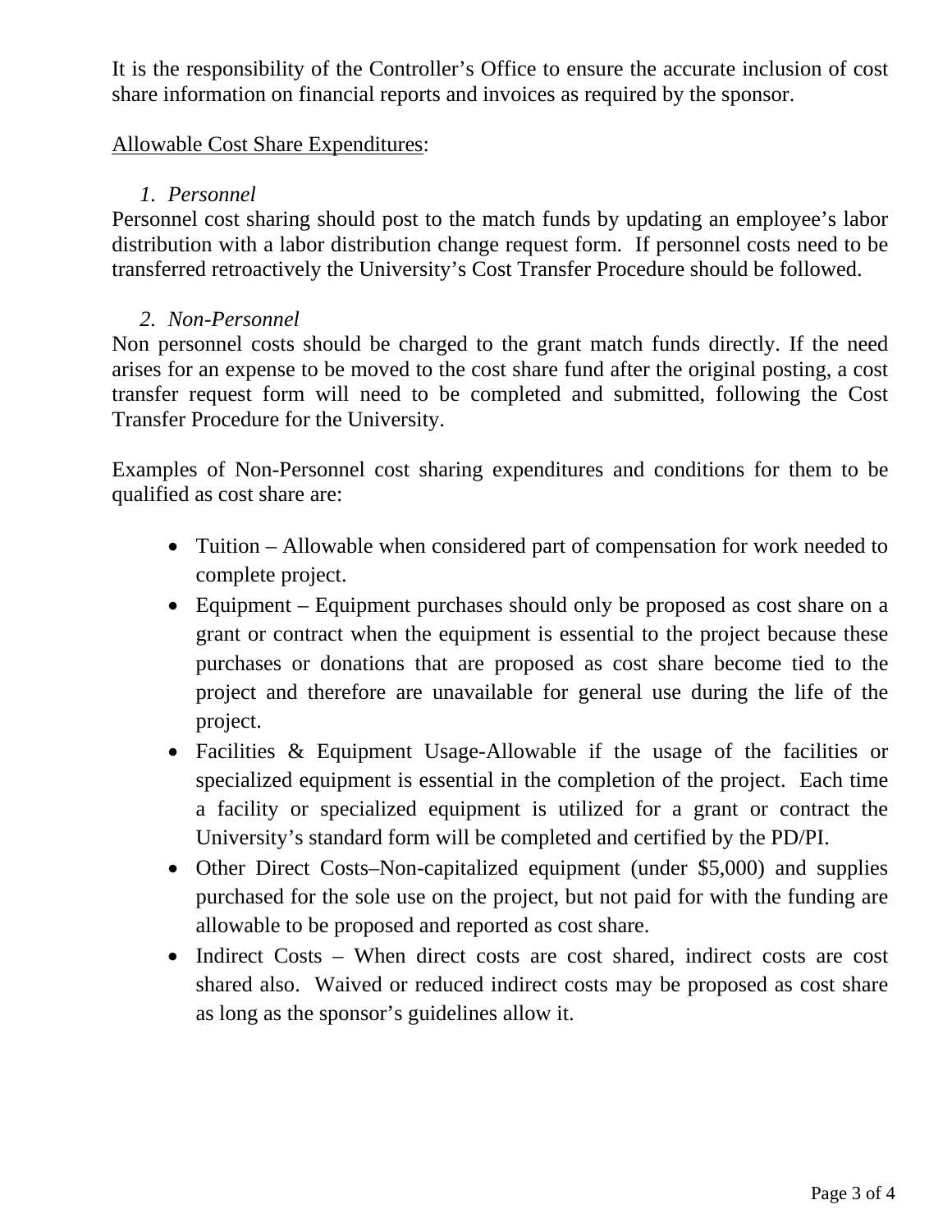It is the responsibility of the Controller's Office to ensure the accurate inclusion of cost share information on financial reports and invoices as required by the sponsor.

<u>Allowable Cost Share Expenditures</u>:

1. *Personnel*

Personnel cost sharing should post to the match funds by updating an employee's labor distribution with a labor distribution change request form. If personnel costs need to be transferred retroactively the University's Cost Transfer Procedure should be followed.

2. *Non-Personnel*

Non personnel costs should be charged to the grant match funds directly. If the need arises for an expense to be moved to the cost share fund after the original posting, a cost transfer request form will need to be completed and submitted, following the Cost Transfer Procedure for the University.

Examples of Non-Personnel cost sharing expenditures and conditions for them to be qualified as cost share are:

- Tuition – Allowable when considered part of compensation for work needed to complete project.
- Equipment – Equipment purchases should only be proposed as cost share on a grant or contract when the equipment is essential to the project because these purchases or donations that are proposed as cost share become tied to the project and therefore are unavailable for general use during the life of the project.
- Facilities & Equipment Usage-Allowable if the usage of the facilities or specialized equipment is essential in the completion of the project. Each time a facility or specialized equipment is utilized for a grant or contract the University's standard form will be completed and certified by the PD/PI.
- Other Direct Costs–Non-capitalized equipment (under $5,000) and supplies purchased for the sole use on the project, but not paid for with the funding are allowable to be proposed and reported as cost share.
- Indirect Costs – When direct costs are cost shared, indirect costs are cost shared also. Waived or reduced indirect costs may be proposed as cost share as long as the sponsor's guidelines allow it.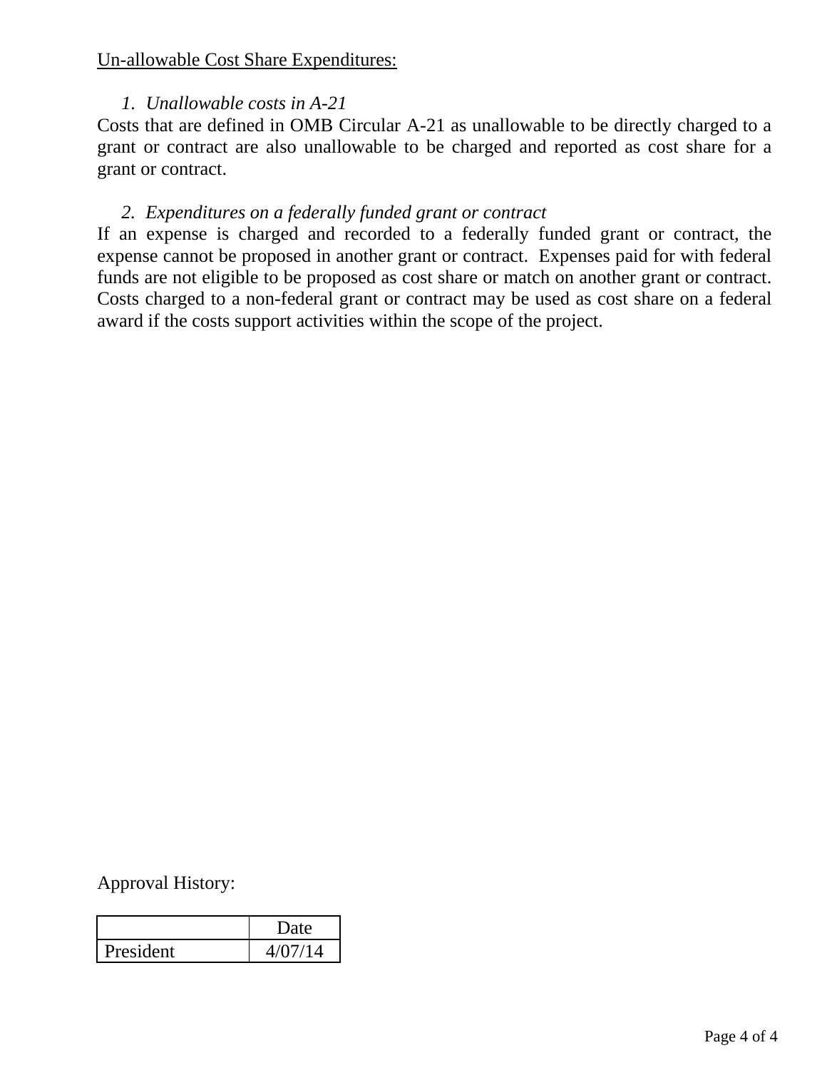<u>Un-allowable Cost Share Expenditures:</u>

1. *Unallowable costs in A-21*

Costs that are defined in OMB Circular A-21 as unallowable to be directly charged to a grant or contract are also unallowable to be charged and reported as cost share for a grant or contract.

2. *Expenditures on a federally funded grant or contract*

If an expense is charged and recorded to a federally funded grant or contract, the expense cannot be proposed in another grant or contract. Expenses paid for with federal funds are not eligible to be proposed as cost share or match on another grant or contract. Costs charged to a non-federal grant or contract may be used as cost share on a federal award if the costs support activities within the scope of the project.

Approval History:

| | Date |
|---|---|
| President | 4/07/14 |